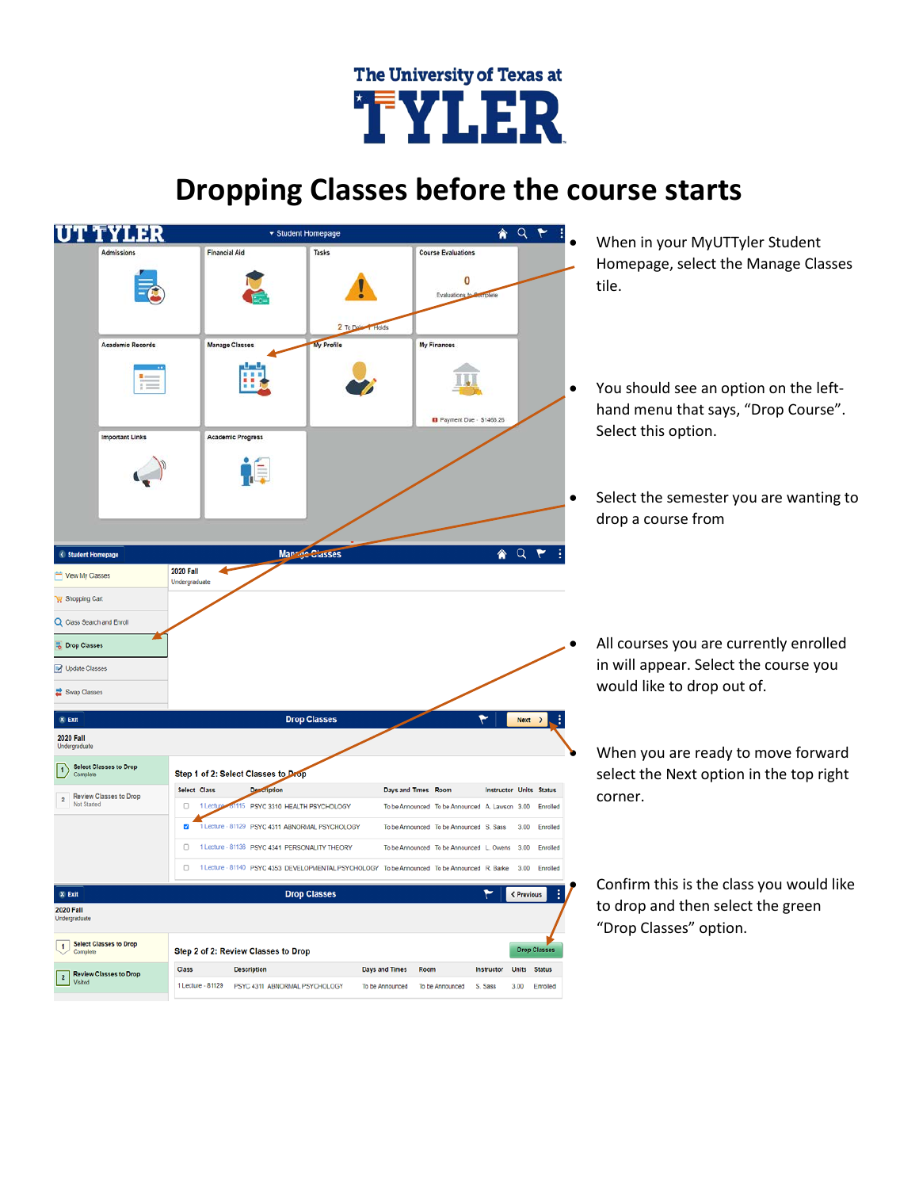The University of Texas at TYLER

# Dropping Classes before the course starts

- When in your MyUTTyler Student Homepage, select the Manage Classes tile.
- You should see an option on the left-hand menu that says, "Drop Course". Select this option.
- Select the semester you are wanting to drop a course from
- All courses you are currently enrolled in will appear. Select the course you would like to drop out of.
- When you are ready to move forward select the Next option in the top right corner.
- Confirm this is the class you would like to drop and then select the green "Drop Classes" option.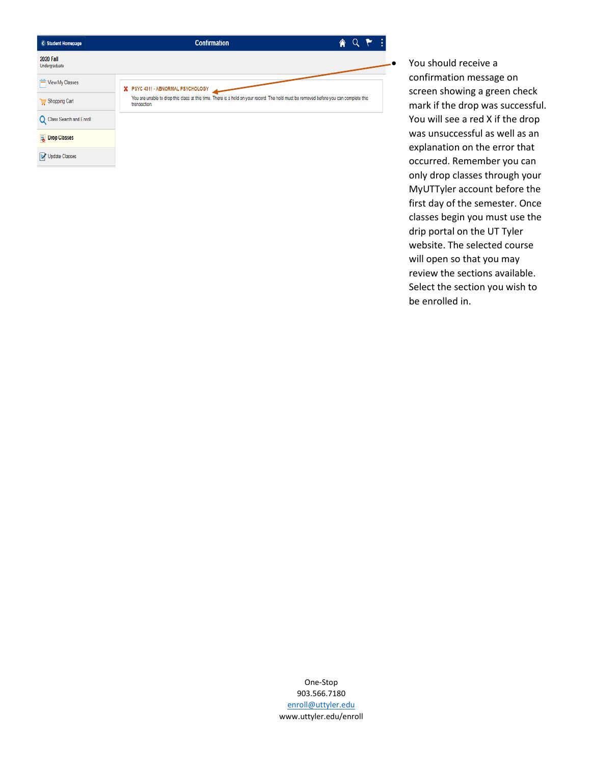Student Homepage

Confirmation

2020 Fall
Undergraduate

- View My Classes
- Shopping Cart
- Class Search and Enroll
- Drop Classes
- Update Classes

PSYC 4311 - ABNORMAL PSYCHOLOGY

You are unable to drop this class at this time. There is a hold on your record. The hold must be removed before you can complete this transaction.

- You should receive a confirmation message on screen showing a green check mark if the drop was successful. You will see a red X if the drop was unsuccessful as well as an explanation on the error that occurred. Remember you can only drop classes through your MyUTTyler account before the first day of the semester. Once classes begin you must use the drip portal on the UT Tyler website. The selected course will open so that you may review the sections available. Select the section you wish to be enrolled in.

One-Stop
903.566.7180
enroll@uttyler.edu
www.uttyler.edu/enroll